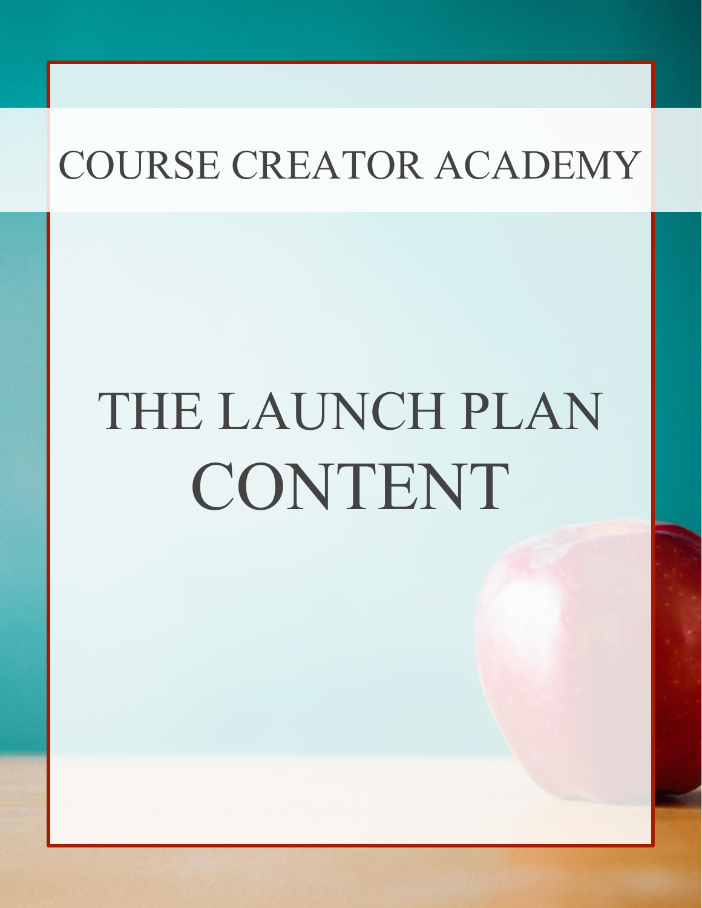# COURSE CREATOR ACADEMY

# THE LAUNCH PLAN CONTENT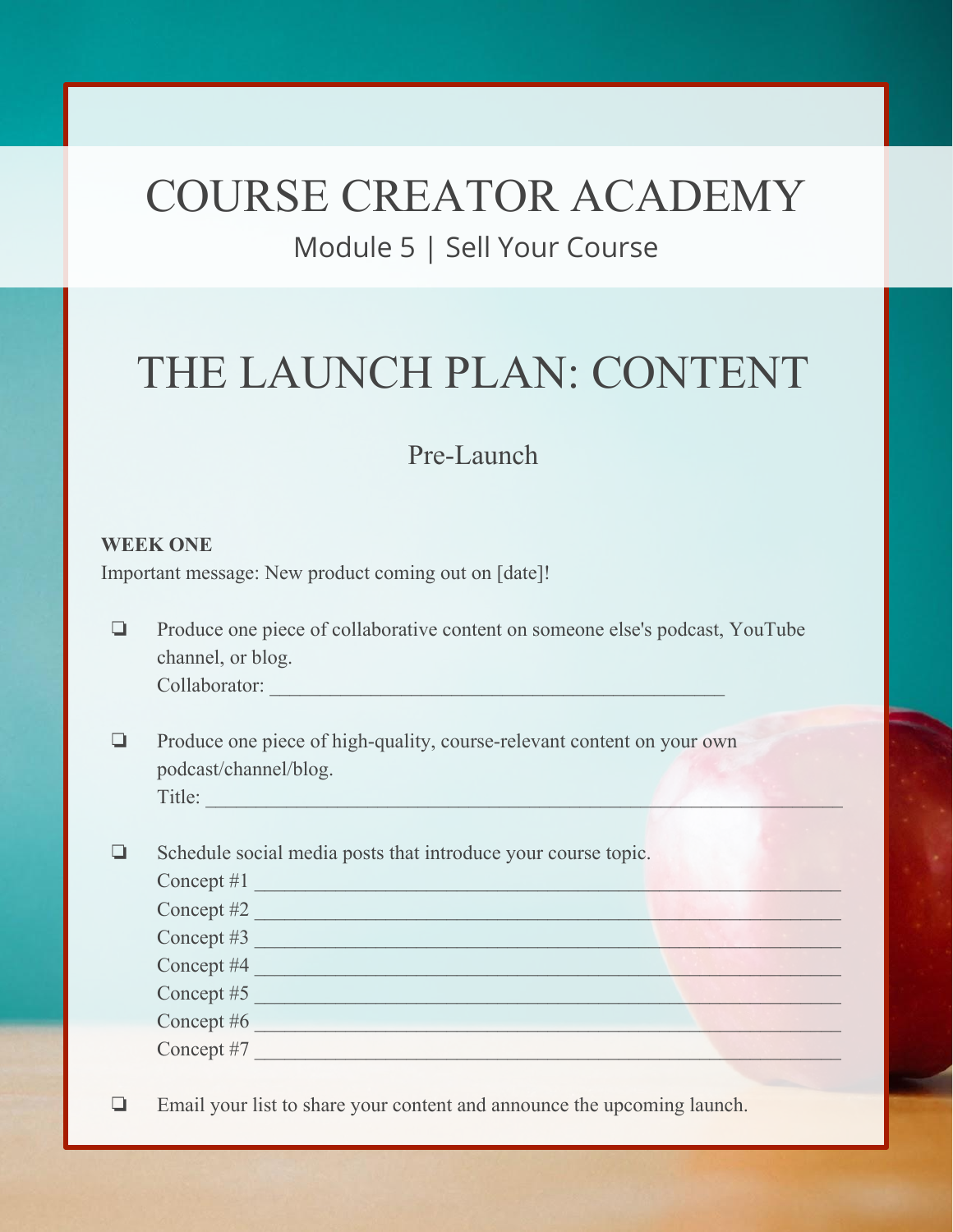# COURSE CREATOR ACADEMY

Module 5 | Sell Your Course

## THE LAUNCH PLAN: CONTENT

### Pre-Launch

**WEEK ONE**

Important message: New product coming out on [date]!

- ❏ Produce one piece of collaborative content on someone else's podcast, YouTube channel, or blog.
  Collaborator: ____________________________________________

- ❏ Produce one piece of high-quality, course-relevant content on your own podcast/channel/blog.
  Title: ____________________________________________

- ❏ Schedule social media posts that introduce your course topic.
  Concept #1 ____________________________________________
  Concept #2 ____________________________________________
  Concept #3 ____________________________________________
  Concept #4 ____________________________________________
  Concept #5 ____________________________________________
  Concept #6 ____________________________________________
  Concept #7 ____________________________________________

- ❏ Email your list to share your content and announce the upcoming launch.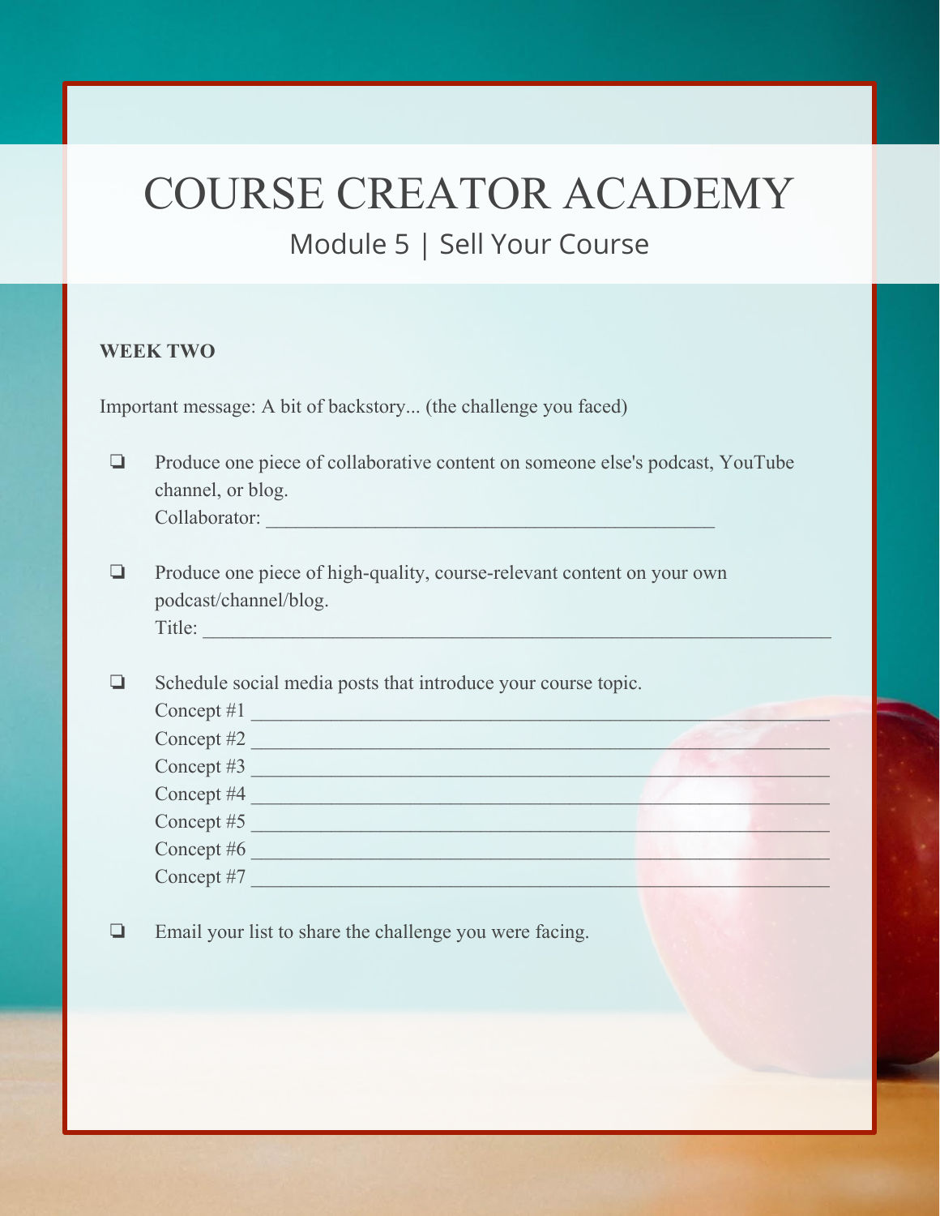# COURSE CREATOR ACADEMY

## Module 5 | Sell Your Course

**WEEK TWO**

Important message: A bit of backstory... (the challenge you faced)

- ❏ Produce one piece of collaborative content on someone else's podcast, YouTube channel, or blog.
  Collaborator: ____________________________________________

- ❏ Produce one piece of high-quality, course-relevant content on your own podcast/channel/blog.
  Title: ____________________________________________________________

- ❏ Schedule social media posts that introduce your course topic.
  Concept #1 ________________________________________________________
  Concept #2 ________________________________________________________
  Concept #3 ________________________________________________________
  Concept #4 ________________________________________________________
  Concept #5 ________________________________________________________
  Concept #6 ________________________________________________________
  Concept #7 ________________________________________________________

- ❏ Email your list to share the challenge you were facing.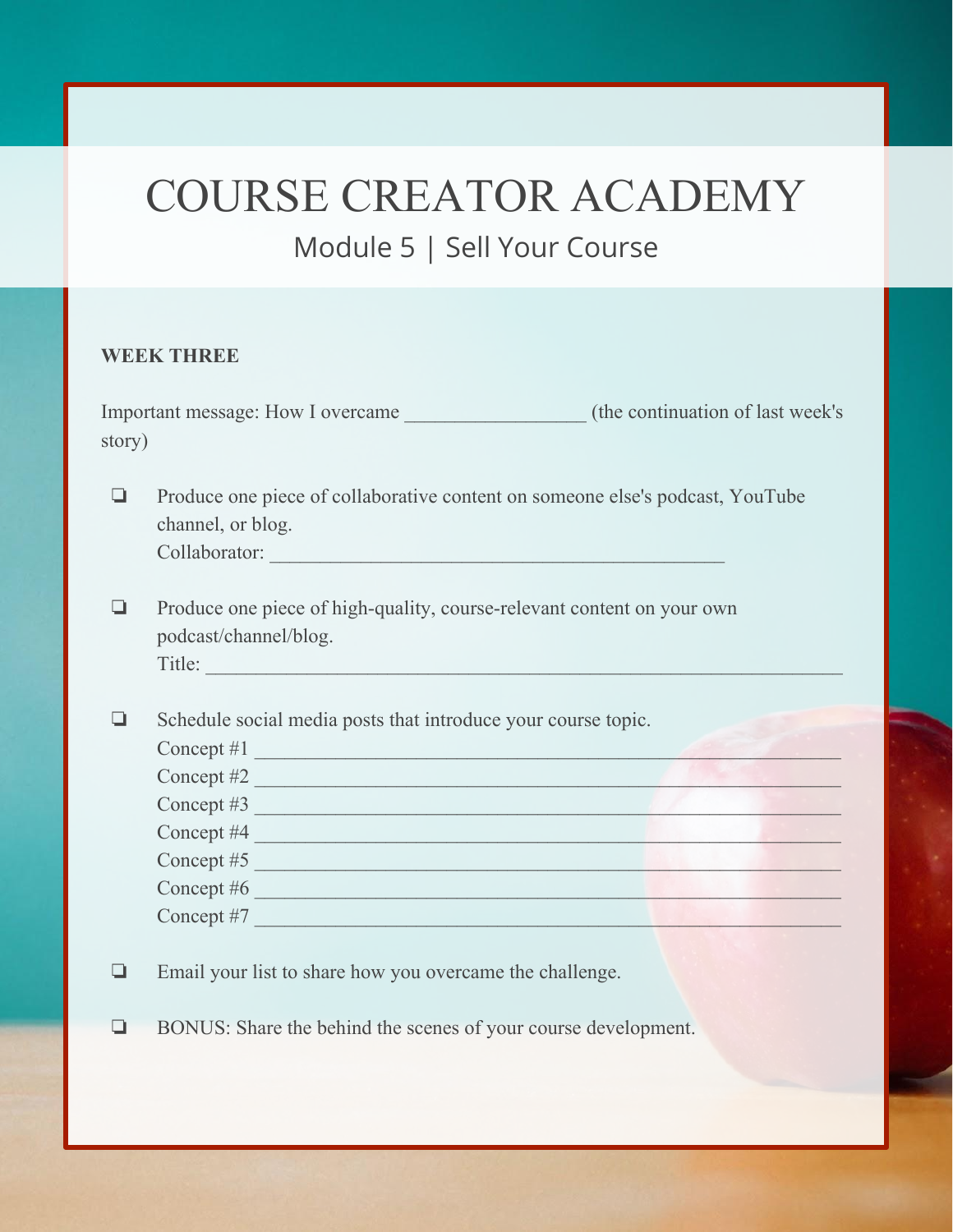# COURSE CREATOR ACADEMY

## Module 5 | Sell Your Course

**WEEK THREE**

Important message: How I overcame _________________ (the continuation of last week's story)

- ❏ Produce one piece of collaborative content on someone else's podcast, YouTube channel, or blog.
  Collaborator: ____________________________________________

- ❏ Produce one piece of high-quality, course-relevant content on your own podcast/channel/blog.
  Title: ____________________________________________

- ❏ Schedule social media posts that introduce your course topic.
  Concept #1 ____________________________________________
  Concept #2 ____________________________________________
  Concept #3 ____________________________________________
  Concept #4 ____________________________________________
  Concept #5 ____________________________________________
  Concept #6 ____________________________________________
  Concept #7 ____________________________________________

- ❏ Email your list to share how you overcame the challenge.

- ❏ BONUS: Share the behind the scenes of your course development.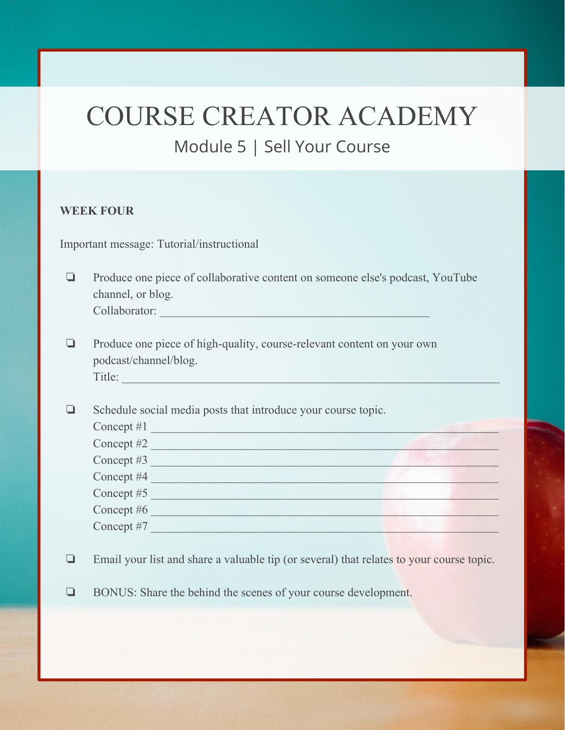# COURSE CREATOR ACADEMY

## Module 5 | Sell Your Course

**WEEK FOUR**

Important message: Tutorial/instructional

- [ ] Produce one piece of collaborative content on someone else's podcast, YouTube channel, or blog.
  Collaborator: ____________________________________________

- [ ] Produce one piece of high-quality, course-relevant content on your own podcast/channel/blog.
  Title: ____________________________________________________________

- [ ] Schedule social media posts that introduce your course topic.
  Concept #1 ________________________________________________________
  Concept #2 ________________________________________________________
  Concept #3 ________________________________________________________
  Concept #4 ________________________________________________________
  Concept #5 ________________________________________________________
  Concept #6 ________________________________________________________
  Concept #7 ________________________________________________________

- [ ] Email your list and share a valuable tip (or several) that relates to your course topic.

- [ ] BONUS: Share the behind the scenes of your course development.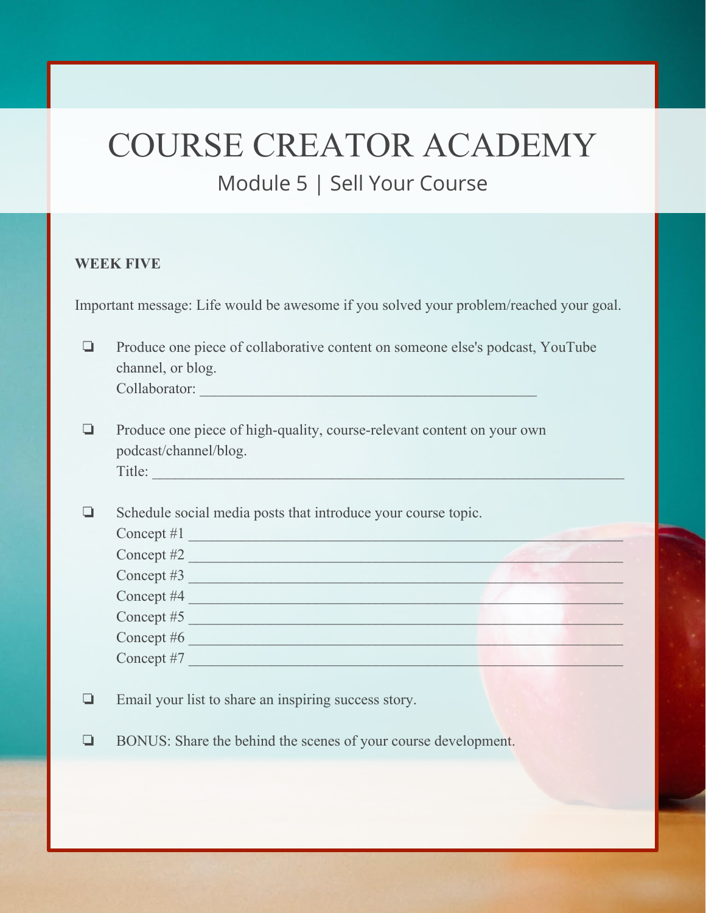# COURSE CREATOR ACADEMY

## Module 5 | Sell Your Course

**WEEK FIVE**

Important message: Life would be awesome if you solved your problem/reached your goal.

- [ ] Produce one piece of collaborative content on someone else's podcast, YouTube channel, or blog.
  Collaborator: ____________________________________________

- [ ] Produce one piece of high-quality, course-relevant content on your own podcast/channel/blog.
  Title: ____________________________________________

- [ ] Schedule social media posts that introduce your course topic.
  Concept #1 ____________________________________________
  Concept #2 ____________________________________________
  Concept #3 ____________________________________________
  Concept #4 ____________________________________________
  Concept #5 ____________________________________________
  Concept #6 ____________________________________________
  Concept #7 ____________________________________________

- [ ] Email your list to share an inspiring success story.

- [ ] BONUS: Share the behind the scenes of your course development.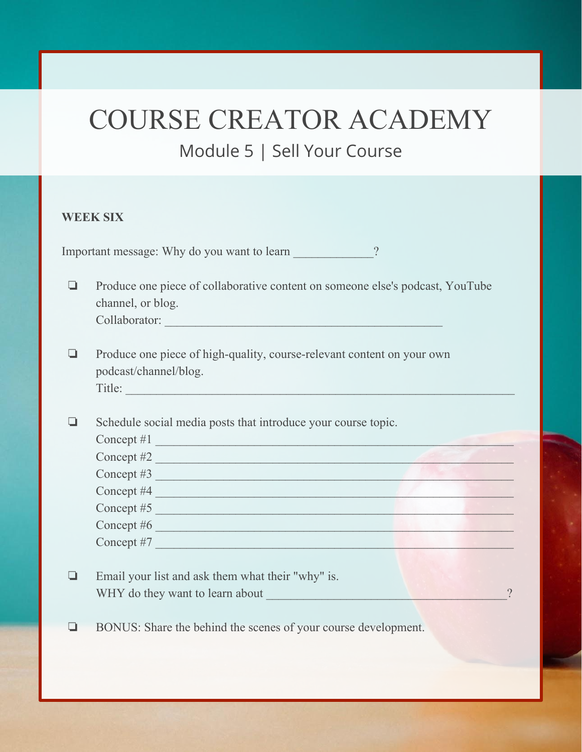# COURSE CREATOR ACADEMY

## Module 5 | Sell Your Course

**WEEK SIX**

Important message: Why do you want to learn ____________?

- ❏ Produce one piece of collaborative content on someone else's podcast, YouTube channel, or blog.
  Collaborator: ____________________________________________

- ❏ Produce one piece of high-quality, course-relevant content on your own podcast/channel/blog.
  Title: ____________________________________________________________

- ❏ Schedule social media posts that introduce your course topic.
  Concept #1 ________________________________________________________
  Concept #2 ________________________________________________________
  Concept #3 ________________________________________________________
  Concept #4 ________________________________________________________
  Concept #5 ________________________________________________________
  Concept #6 ________________________________________________________
  Concept #7 ________________________________________________________

- ❏ Email your list and ask them what their "why" is.
  WHY do they want to learn about ______________________________________?

- ❏ BONUS: Share the behind the scenes of your course development.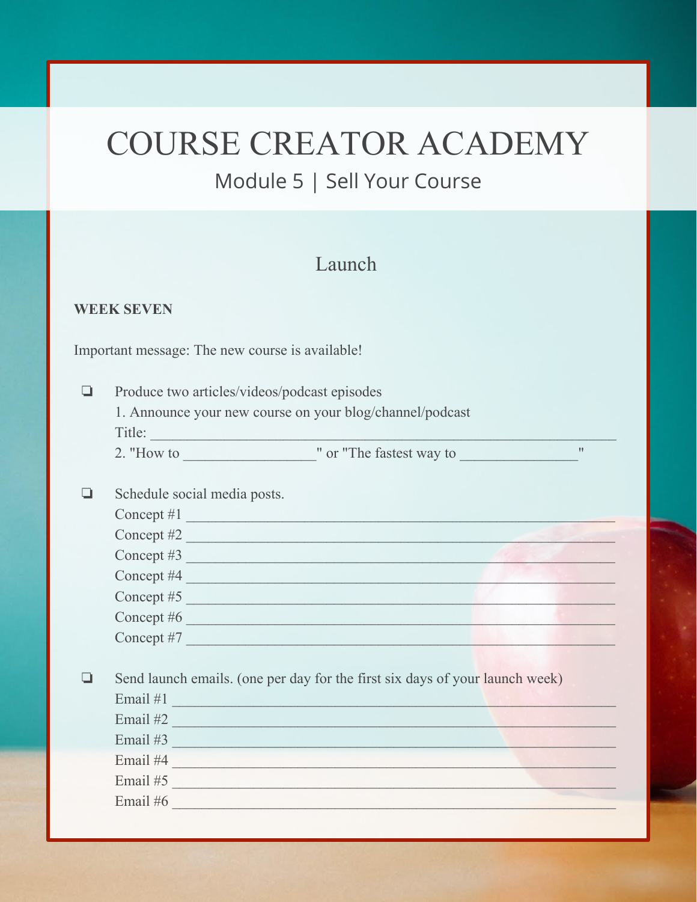# COURSE CREATOR ACADEMY

## Module 5 | Sell Your Course

### Launch

**WEEK SEVEN**

Important message: The new course is available!

- ❏ Produce two articles/videos/podcast episodes
  1. Announce your new course on your blog/channel/podcast
  Title: ____________________________________________________________
  2. "How to _________________" or "The fastest way to _______________"

- ❏ Schedule social media posts.
  Concept #1 ________________________________________________________
  Concept #2 ________________________________________________________
  Concept #3 ________________________________________________________
  Concept #4 ________________________________________________________
  Concept #5 ________________________________________________________
  Concept #6 ________________________________________________________
  Concept #7 ________________________________________________________

- ❏ Send launch emails. (one per day for the first six days of your launch week)
  Email #1 __________________________________________________________
  Email #2 __________________________________________________________
  Email #3 __________________________________________________________
  Email #4 __________________________________________________________
  Email #5 __________________________________________________________
  Email #6 __________________________________________________________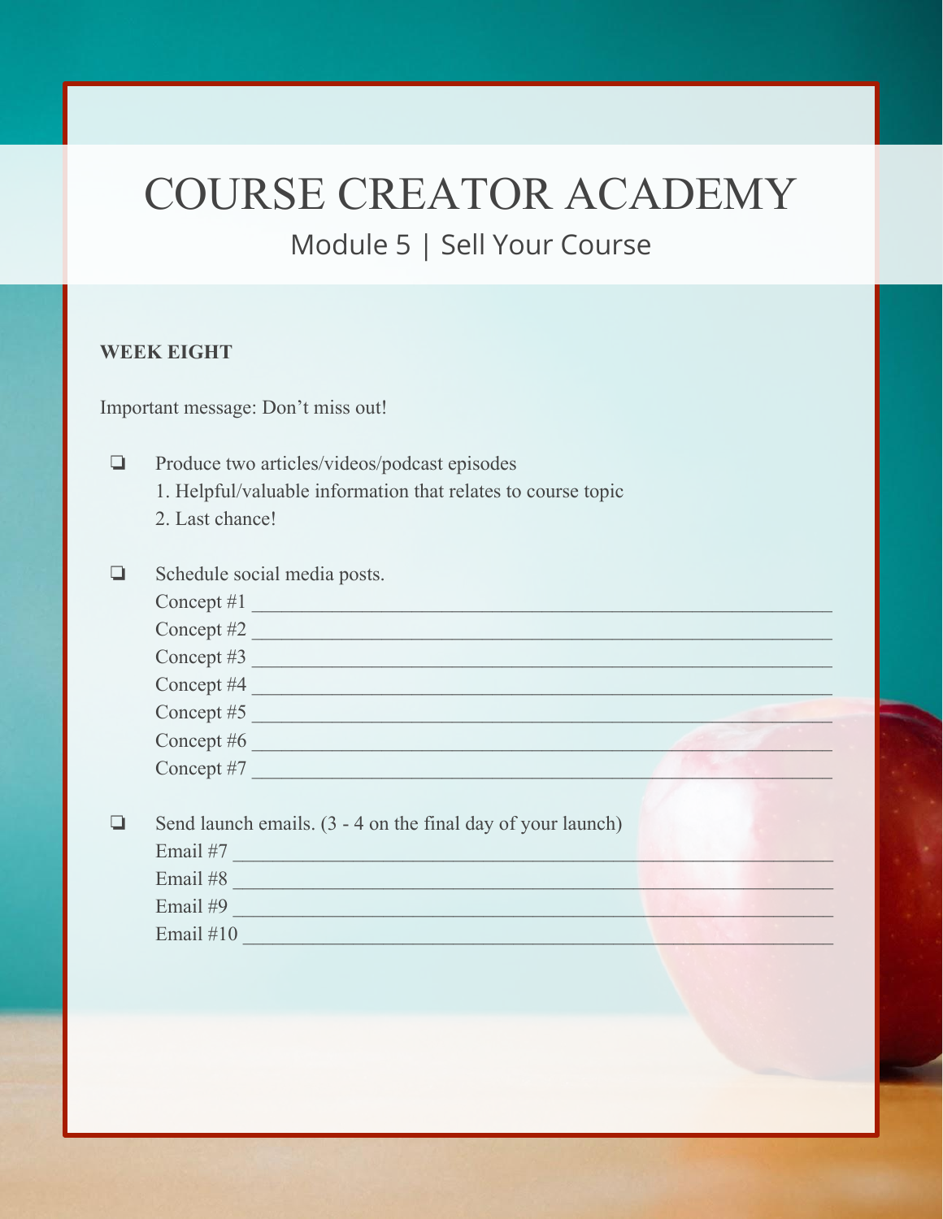# COURSE CREATOR ACADEMY

## Module 5 | Sell Your Course

**WEEK EIGHT**

Important message: Don't miss out!

- ❏ Produce two articles/videos/podcast episodes
  1. Helpful/valuable information that relates to course topic
  2. Last chance!

- ❏ Schedule social media posts.
  - Concept #1 ____________________________________________
  - Concept #2 ____________________________________________
  - Concept #3 ____________________________________________
  - Concept #4 ____________________________________________
  - Concept #5 ____________________________________________
  - Concept #6 ____________________________________________
  - Concept #7 ____________________________________________

- ❏ Send launch emails. (3 - 4 on the final day of your launch)
  - Email #7 ____________________________________________
  - Email #8 ____________________________________________
  - Email #9 ____________________________________________
  - Email #10 ____________________________________________